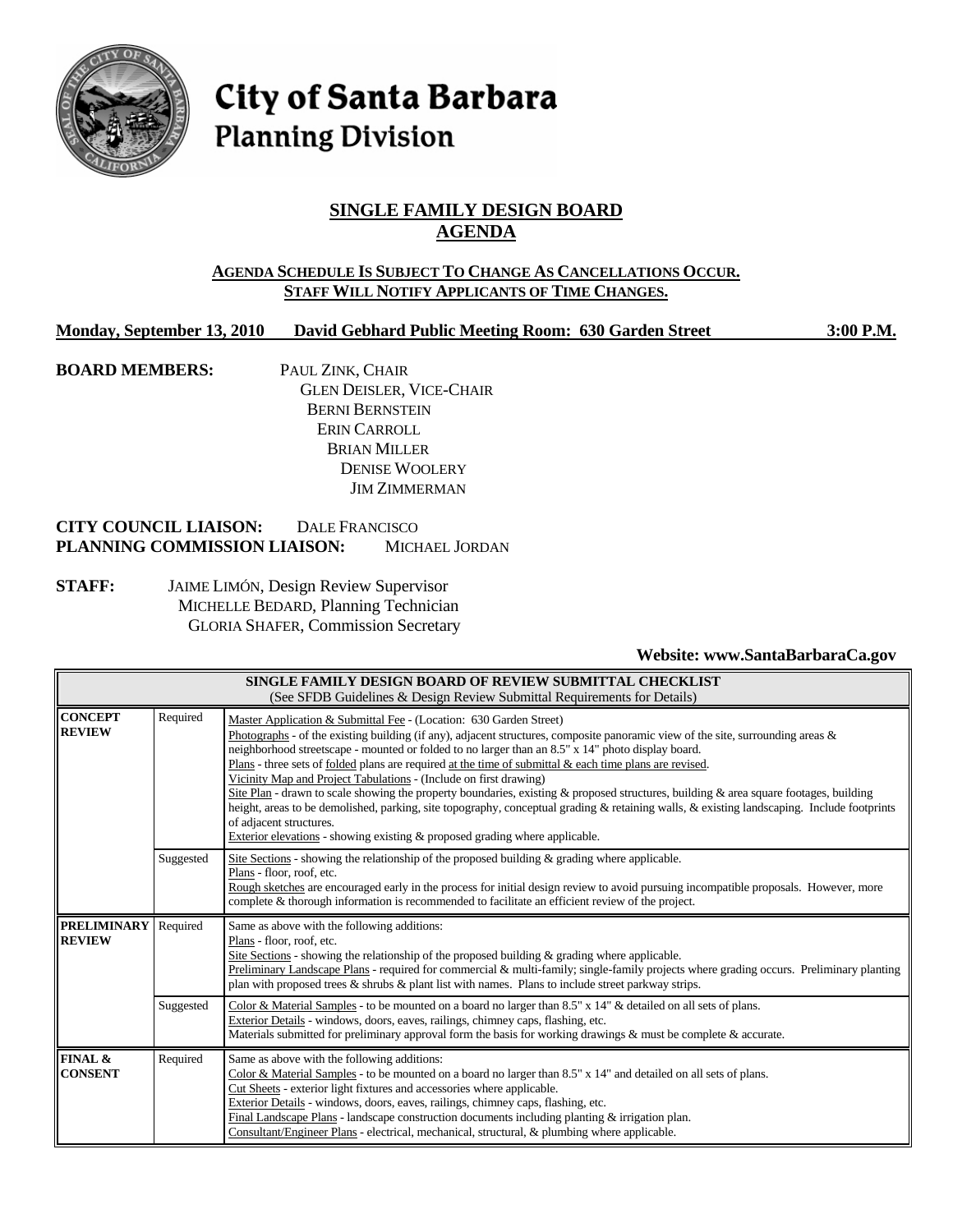# City of Santa Barbara
## Planning Division

## SINGLE FAMILY DESIGN BOARD AGENDA

**AGENDA SCHEDULE IS SUBJECT TO CHANGE AS CANCELLATIONS OCCUR. STAFF WILL NOTIFY APPLICANTS OF TIME CHANGES.**

**Monday, September 13, 2010 David Gebhard Public Meeting Room: 630 Garden Street 3:00 P.M.**

**BOARD MEMBERS:**
PAUL ZINK, CHAIR
GLEN DEISLER, VICE-CHAIR
BERNI BERNSTEIN
ERIN CARROLL
BRIAN MILLER
DENISE WOOLERY
JIM ZIMMERMAN

**CITY COUNCIL LIAISON:** DALE FRANCISCO
**PLANNING COMMISSION LIAISON:** MICHAEL JORDAN

**STAFF:**
JAIME LIMÓN, Design Review Supervisor
MICHELLE BEDARD, Planning Technician
GLORIA SHAFER, Commission Secretary

**Website: www.SantaBarbaraCa.gov**

| **SINGLE FAMILY DESIGN BOARD OF REVIEW SUBMITTAL CHECKLIST** (See SFDB Guidelines & Design Review Submittal Requirements for Details) | | |
|---|---|---|
| **CONCEPT REVIEW** | Required | Master Application & Submittal Fee - (Location: 630 Garden Street)<br>Photographs - of the existing building (if any), adjacent structures, composite panoramic view of the site, surrounding areas & neighborhood streetscape - mounted or folded to no larger than an 8.5" x 14" photo display board.<br>Plans - three sets of folded plans are required at the time of submittal & each time plans are revised.<br>Vicinity Map and Project Tabulations - (Include on first drawing)<br>Site Plan - drawn to scale showing the property boundaries, existing & proposed structures, building & area square footages, building height, areas to be demolished, parking, site topography, conceptual grading & retaining walls, & existing landscaping. Include footprints of adjacent structures.<br>Exterior elevations - showing existing & proposed grading where applicable. |
| | Suggested | Site Sections - showing the relationship of the proposed building & grading where applicable.<br>Plans - floor, roof, etc.<br>Rough sketches are encouraged early in the process for initial design review to avoid pursuing incompatible proposals. However, more complete & thorough information is recommended to facilitate an efficient review of the project. |
| **PRELIMINARY REVIEW** | Required | Same as above with the following additions:<br>Plans - floor, roof, etc.<br>Site Sections - showing the relationship of the proposed building & grading where applicable.<br>Preliminary Landscape Plans - required for commercial & multi-family; single-family projects where grading occurs. Preliminary planting plan with proposed trees & shrubs & plant list with names. Plans to include street parkway strips. |
| | Suggested | Color & Material Samples - to be mounted on a board no larger than 8.5" x 14" & detailed on all sets of plans.<br>Exterior Details - windows, doors, eaves, railings, chimney caps, flashing, etc.<br>Materials submitted for preliminary approval form the basis for working drawings & must be complete & accurate. |
| **FINAL & CONSENT** | Required | Same as above with the following additions:<br>Color & Material Samples - to be mounted on a board no larger than 8.5" x 14" and detailed on all sets of plans.<br>Cut Sheets - exterior light fixtures and accessories where applicable.<br>Exterior Details - windows, doors, eaves, railings, chimney caps, flashing, etc.<br>Final Landscape Plans - landscape construction documents including planting & irrigation plan.<br>Consultant/Engineer Plans - electrical, mechanical, structural, & plumbing where applicable. |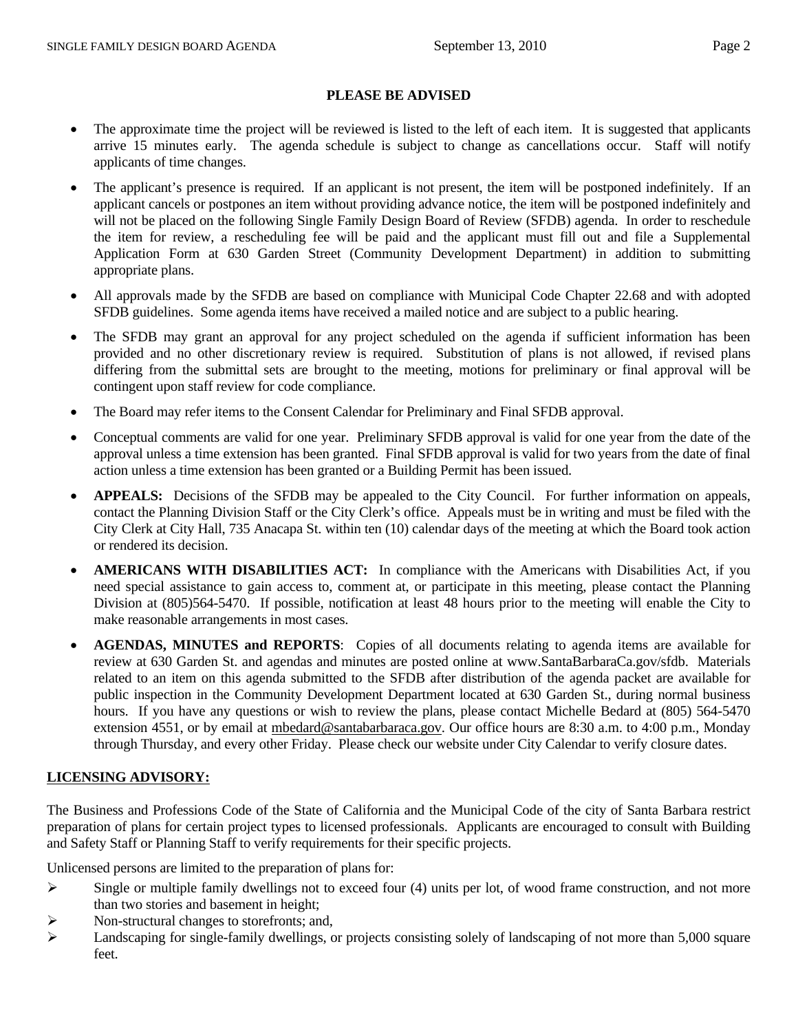## PLEASE BE ADVISED

- The approximate time the project will be reviewed is listed to the left of each item. It is suggested that applicants arrive 15 minutes early. The agenda schedule is subject to change as cancellations occur. Staff will notify applicants of time changes.
- The applicant's presence is required. If an applicant is not present, the item will be postponed indefinitely. If an applicant cancels or postpones an item without providing advance notice, the item will be postponed indefinitely and will not be placed on the following Single Family Design Board of Review (SFDB) agenda. In order to reschedule the item for review, a rescheduling fee will be paid and the applicant must fill out and file a Supplemental Application Form at 630 Garden Street (Community Development Department) in addition to submitting appropriate plans.
- All approvals made by the SFDB are based on compliance with Municipal Code Chapter 22.68 and with adopted SFDB guidelines. Some agenda items have received a mailed notice and are subject to a public hearing.
- The SFDB may grant an approval for any project scheduled on the agenda if sufficient information has been provided and no other discretionary review is required. Substitution of plans is not allowed, if revised plans differing from the submittal sets are brought to the meeting, motions for preliminary or final approval will be contingent upon staff review for code compliance.
- The Board may refer items to the Consent Calendar for Preliminary and Final SFDB approval.
- Conceptual comments are valid for one year. Preliminary SFDB approval is valid for one year from the date of the approval unless a time extension has been granted. Final SFDB approval is valid for two years from the date of final action unless a time extension has been granted or a Building Permit has been issued.
- **APPEALS:** Decisions of the SFDB may be appealed to the City Council. For further information on appeals, contact the Planning Division Staff or the City Clerk's office. Appeals must be in writing and must be filed with the City Clerk at City Hall, 735 Anacapa St. within ten (10) calendar days of the meeting at which the Board took action or rendered its decision.
- **AMERICANS WITH DISABILITIES ACT:** In compliance with the Americans with Disabilities Act, if you need special assistance to gain access to, comment at, or participate in this meeting, please contact the Planning Division at (805)564-5470. If possible, notification at least 48 hours prior to the meeting will enable the City to make reasonable arrangements in most cases.
- **AGENDAS, MINUTES and REPORTS**: Copies of all documents relating to agenda items are available for review at 630 Garden St. and agendas and minutes are posted online at www.SantaBarbaraCa.gov/sfdb. Materials related to an item on this agenda submitted to the SFDB after distribution of the agenda packet are available for public inspection in the Community Development Department located at 630 Garden St., during normal business hours. If you have any questions or wish to review the plans, please contact Michelle Bedard at (805) 564-5470 extension 4551, or by email at mbedard@santabarbaraca.gov. Our office hours are 8:30 a.m. to 4:00 p.m., Monday through Thursday, and every other Friday. Please check our website under City Calendar to verify closure dates.

## LICENSING ADVISORY:

The Business and Professions Code of the State of California and the Municipal Code of the city of Santa Barbara restrict preparation of plans for certain project types to licensed professionals. Applicants are encouraged to consult with Building and Safety Staff or Planning Staff to verify requirements for their specific projects.

Unlicensed persons are limited to the preparation of plans for:

- Single or multiple family dwellings not to exceed four (4) units per lot, of wood frame construction, and not more than two stories and basement in height;
- Non-structural changes to storefronts; and,
- Landscaping for single-family dwellings, or projects consisting solely of landscaping of not more than 5,000 square feet.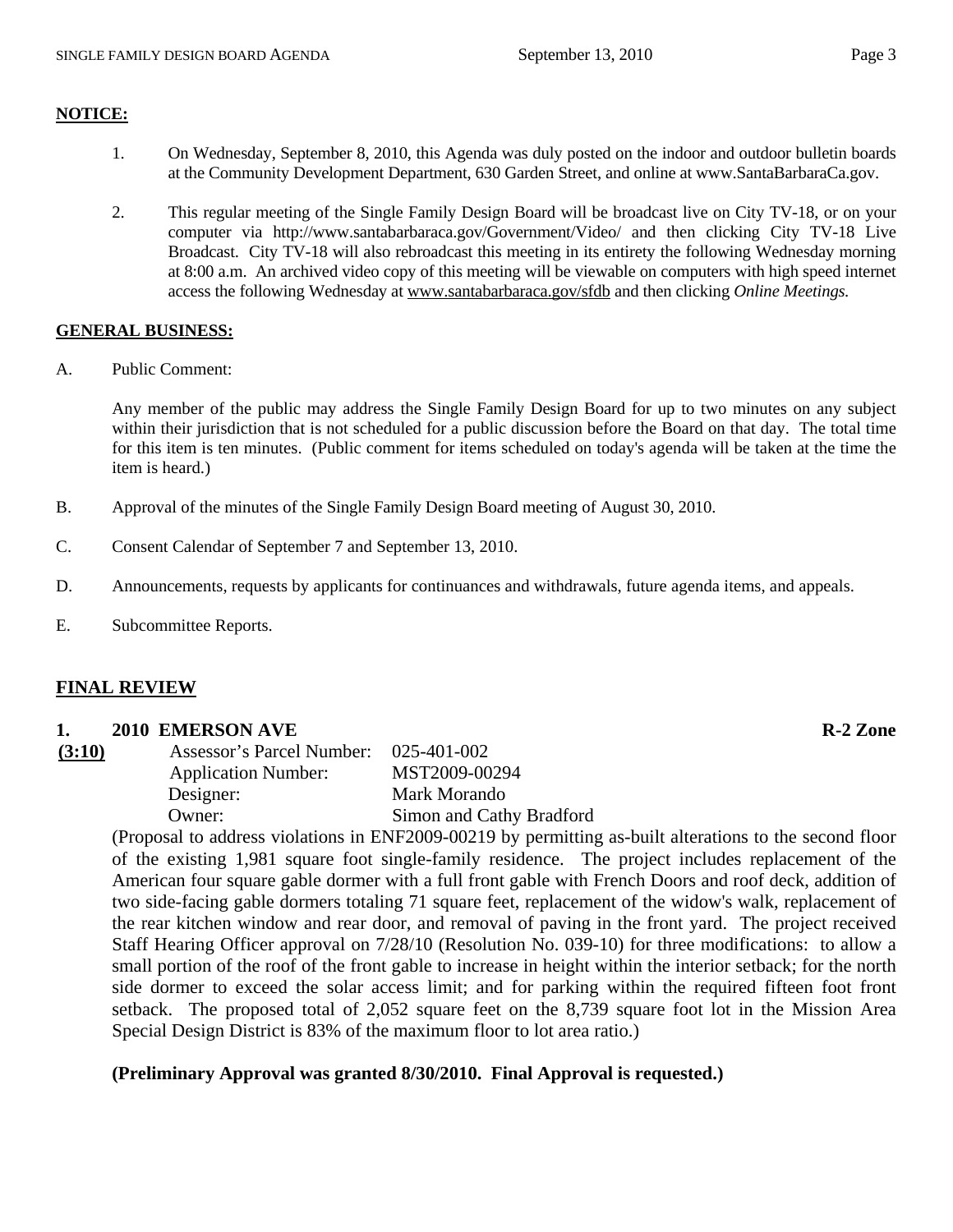**NOTICE:**

1. On Wednesday, September 8, 2010, this Agenda was duly posted on the indoor and outdoor bulletin boards at the Community Development Department, 630 Garden Street, and online at www.SantaBarbaraCa.gov.

2. This regular meeting of the Single Family Design Board will be broadcast live on City TV-18, or on your computer via http://www.santabarbaraca.gov/Government/Video/ and then clicking City TV-18 Live Broadcast. City TV-18 will also rebroadcast this meeting in its entirety the following Wednesday morning at 8:00 a.m. An archived video copy of this meeting will be viewable on computers with high speed internet access the following Wednesday at www.santabarbaraca.gov/sfdb and then clicking *Online Meetings.*

**GENERAL BUSINESS:**

A. Public Comment:

Any member of the public may address the Single Family Design Board for up to two minutes on any subject within their jurisdiction that is not scheduled for a public discussion before the Board on that day. The total time for this item is ten minutes. (Public comment for items scheduled on today's agenda will be taken at the time the item is heard.)

B. Approval of the minutes of the Single Family Design Board meeting of August 30, 2010.

C. Consent Calendar of September 7 and September 13, 2010.

D. Announcements, requests by applicants for continuances and withdrawals, future agenda items, and appeals.

E. Subcommittee Reports.

## FINAL REVIEW

**1. 2010 EMERSON AVE** **R-2 Zone**

**(3:10)**

| | |
|---|---|
| Assessor's Parcel Number: | 025-401-002 |
| Application Number: | MST2009-00294 |
| Designer: | Mark Morando |
| Owner: | Simon and Cathy Bradford |

(Proposal to address violations in ENF2009-00219 by permitting as-built alterations to the second floor of the existing 1,981 square foot single-family residence. The project includes replacement of the American four square gable dormer with a full front gable with French Doors and roof deck, addition of two side-facing gable dormers totaling 71 square feet, replacement of the widow's walk, replacement of the rear kitchen window and rear door, and removal of paving in the front yard. The project received Staff Hearing Officer approval on 7/28/10 (Resolution No. 039-10) for three modifications: to allow a small portion of the roof of the front gable to increase in height within the interior setback; for the north side dormer to exceed the solar access limit; and for parking within the required fifteen foot front setback. The proposed total of 2,052 square feet on the 8,739 square foot lot in the Mission Area Special Design District is 83% of the maximum floor to lot area ratio.)

**(Preliminary Approval was granted 8/30/2010. Final Approval is requested.)**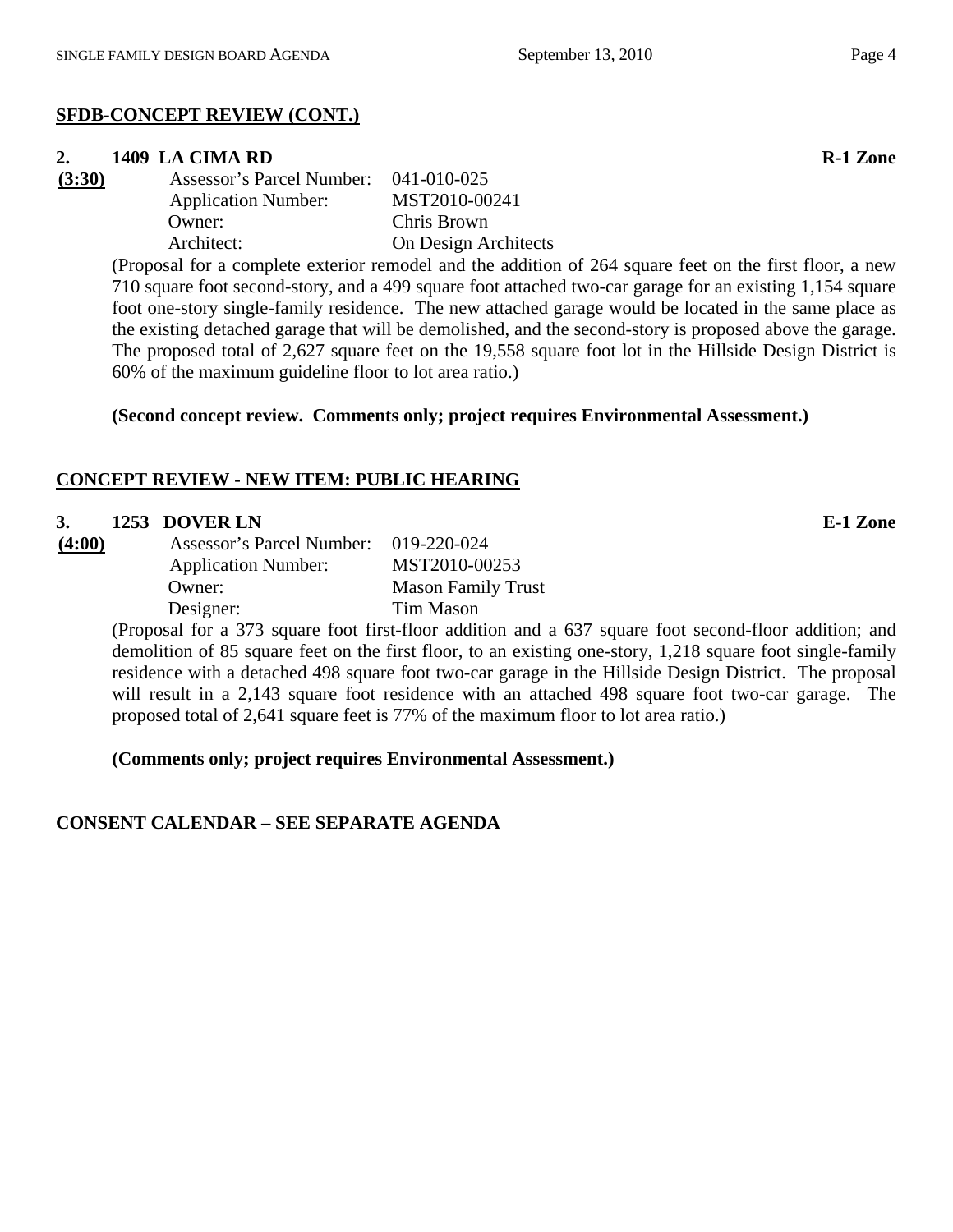**SFDB-CONCEPT REVIEW (CONT.)**

**2. 1409 LA CIMA RD** **R-1 Zone**

**(3:30)**

Assessor's Parcel Number: 041-010-025
Application Number: MST2010-00241
Owner: Chris Brown
Architect: On Design Architects

(Proposal for a complete exterior remodel and the addition of 264 square feet on the first floor, a new 710 square foot second-story, and a 499 square foot attached two-car garage for an existing 1,154 square foot one-story single-family residence. The new attached garage would be located in the same place as the existing detached garage that will be demolished, and the second-story is proposed above the garage. The proposed total of 2,627 square feet on the 19,558 square foot lot in the Hillside Design District is 60% of the maximum guideline floor to lot area ratio.)

**(Second concept review. Comments only; project requires Environmental Assessment.)**

**CONCEPT REVIEW - NEW ITEM: PUBLIC HEARING**

**3. 1253 DOVER LN** **E-1 Zone**

**(4:00)**

Assessor's Parcel Number: 019-220-024
Application Number: MST2010-00253
Owner: Mason Family Trust
Designer: Tim Mason

(Proposal for a 373 square foot first-floor addition and a 637 square foot second-floor addition; and demolition of 85 square feet on the first floor, to an existing one-story, 1,218 square foot single-family residence with a detached 498 square foot two-car garage in the Hillside Design District. The proposal will result in a 2,143 square foot residence with an attached 498 square foot two-car garage. The proposed total of 2,641 square feet is 77% of the maximum floor to lot area ratio.)

**(Comments only; project requires Environmental Assessment.)**

**CONSENT CALENDAR – SEE SEPARATE AGENDA**